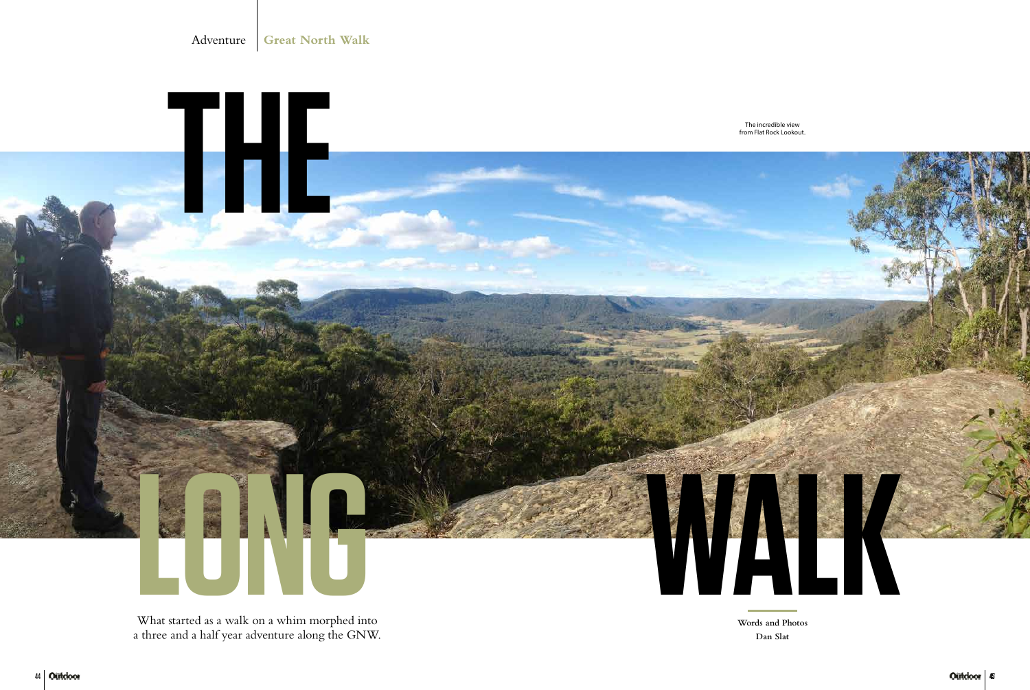# THE LONG WALK

The incredible view from Flat Rock Lookout.

What started as a walk on a whim morphed into a three and a half year adventure along the GNW.

Words and Photos
Dan Slat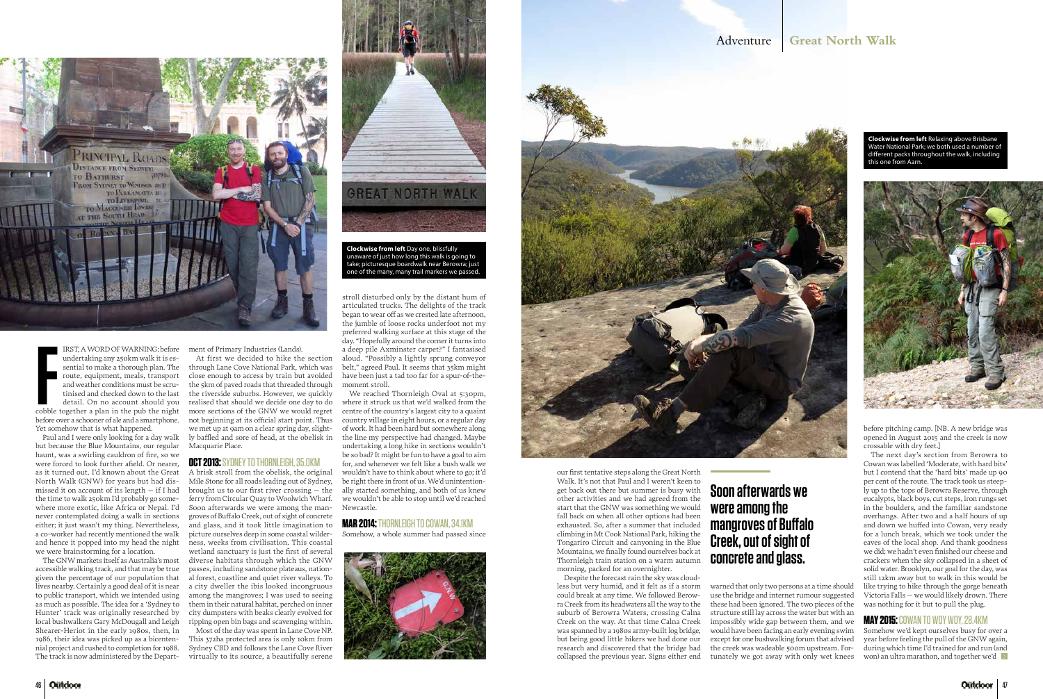**F**IRST, A WORD OF WARNING: before undertaking any 250km walk it is essential to make a thorough plan. The route, equipment, meals, transport and weather conditions must be scrutinised and checked down to the last detail. On no account should you cobble together a plan in the pub the night before over a schooner of ale and a smartphone. Yet somehow that is what happened.

Paul and I were only looking for a day walk but because the Blue Mountains, our regular haunt, was a swirling cauldron of fire, so we were forced to look further afield. Or nearer, as it turned out. I'd known about the Great North Walk (GNW) for years but had dismissed it on account of its length – if I had the time to walk 250km I'd probably go somewhere more exotic, like Africa or Nepal. I'd never contemplated doing a walk in sections either; it just wasn't my thing. Nevertheless, a co-worker had recently mentioned the walk and hence it popped into my head the night we were brainstorming for a location.

The GNW markets itself as Australia's most accessible walking track, and that may be true given the percentage of our population that lives nearby. Certainly a good deal of it is near to public transport, which we intended using as much as possible. The idea for a 'Sydney to Hunter' track was originally researched by local bushwalkers Gary McDougall and Leigh Shearer-Heriot in the early 1980s, then, in 1986, their idea was picked up as a bicentennial project and rushed to completion for 1988. The track is now administered by the Department of Primary Industries (Lands).

At first we decided to hike the section through Lane Cove National Park, which was close enough to access by train but avoided the 5km of paved roads that threaded through the riverside suburbs. However, we quickly realised that should we decide one day to do more sections of the GNW we would regret not beginning at its official start point. Thus we met up at 9am on a clear spring day, slightly baffled and sore of head, at the obelisk in Macquarie Place.

## OCT 2013: SYDNEY TO THORNLEIGH, 35.0KM

A brisk stroll from the obelisk, the original Mile Stone for all roads leading out of Sydney, brought us to our first river crossing – the ferry from Circular Quay to Woolwich Wharf. Soon afterwards we were among the mangroves of Buffalo Creek, out of sight of concrete and glass, and it took little imagination to picture ourselves deep in some coastal wilderness, weeks from civilisation. This coastal wetland sanctuary is just the first of several diverse habitats through which the GNW passes, including sandstone plateaus, national forest, coastline and quiet river valleys. To a city dweller the ibis looked incongruous among the mangroves; I was used to seeing them in their natural habitat, perched on inner city dumpsters with beaks clearly evolved for ripping open bin bags and scavenging within.

Most of the day was spent in Lane Cove NP. This 372ha protected area is only 10km from Sydney CBD and follows the Lane Cove River virtually to its source, a beautifully serene stroll disturbed only by the distant hum of articulated trucks. The delights of the track began to wear off as we started late afternoon, the jumble of loose rocks underfoot not my preferred walking surface at this stage of the day. "Hopefully around the corner it turns into a deep pile Axminster carpet?" I fantasised aloud. "Possibly a lightly sprung conveyor belt," agreed Paul. It seems that 35km might have been just a tad too far for a spur-of-the-moment stroll.

We reached Thornleigh Oval at 5:30pm, where it struck us that we'd walked from the centre of the country's largest city to a quaint country village in eight hours, or a regular day of work. It had been hard but somewhere along the line my perspective had changed. Maybe undertaking a long hike in sections wouldn't be so bad? It might be fun to have a goal to aim for, and whenever we felt like a bush walk we wouldn't have to think about where to go; it'd be right there in front of us. We'd unintentionally started something, and both of us knew we wouldn't be able to stop until we'd reached Newcastle.

**Clockwise from left** Day one, blissfully unaware of just how long this walk is going to take; picturesque boardwalk near Berowra; just one of the many, many trail markers we passed.

## MAR 2014: THORNLEIGH TO COWAN, 34.1KM

Somehow, a whole summer had passed since our first tentative steps along the Great North Walk. It's not that Paul and I weren't keen to get back out there but summer is busy with other activities and we had agreed from the start that the GNW was something we would fall back on when all other options had been exhausted. So, after a summer that included climbing in Mt Cook National Park, hiking the Tongariro Circuit and canyoning in the Blue Mountains, we finally found ourselves back at Thornleigh train station on a warm autumn morning, packed for an overnighter.

Despite the forecast rain the sky was cloudless but very humid, and it felt as if a storm could break at any time. We followed Berowra Creek from its headwaters all the way to the suburb of Berowra Waters, crossing Calna Creek on the way. At that time Calna Creek was spanned by a 1980s army-built log bridge, but being good little hikers we had done our research and discovered that the bridge had collapsed the previous year. Signs either end warned that only two persons at a time should use the bridge and internet rumour suggested these had been ignored. The two pieces of the structure still lay across the water but with an impossibly wide gap between them, and we would have been facing an early evening swim except for one bushwalking forum that advised the creek was wadeable 500m upstream. Fortunately we got away with only wet knees before pitching camp. [NB. A new bridge was opened in August 2015 and the creek is now crossable with dry feet.]

> **Soon afterwards we were among the mangroves of Buffalo Creek, out of sight of concrete and glass.**

**Clockwise from left** Relaxing above Brisbane Water National Park; we both used a number of different packs throughout the walk, including this one from Aarn.

The next day's section from Berowra to Cowan was labelled 'Moderate, with hard bits' but I contend that the 'hard bits' made up 90 per cent of the route. The track took us steeply up to the tops of Berowra Reserve, through eucalypts, black boys, cut steps, iron rungs set in the boulders, and the familiar sandstone overhangs. After two and a half hours of up and down we huffed into Cowan, very ready for a lunch break, which we took under the eaves of the local shop. And thank goodness we did; we hadn't even finished our cheese and crackers when the sky collapsed in a sheet of solid water. Brooklyn, our goal for the day, was still 12km away but to walk in this would be like trying to hike through the gorge beneath Victoria Falls – we would likely drown. There was nothing for it but to pull the plug.

## MAY 2015: COWAN TO WOY WOY, 28.4KM

Somehow we'd kept ourselves busy for over a year before feeling the pull of the GNW again, during which time I'd trained for and run (and won) an ultra marathon, and together we'd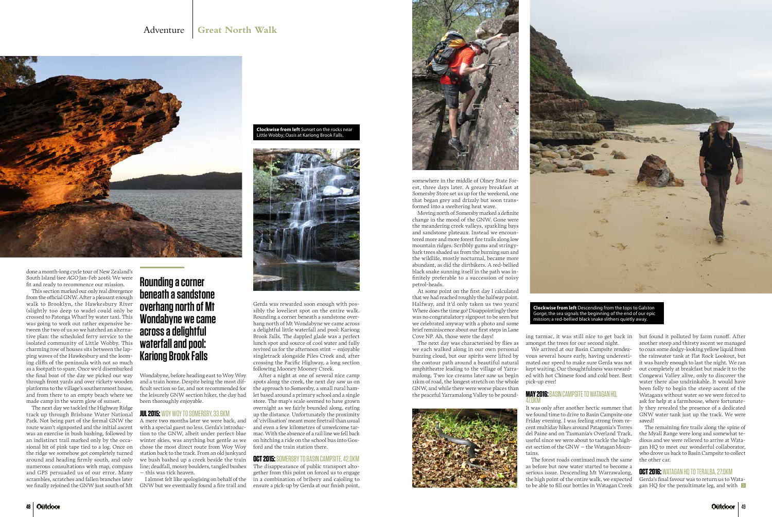done a month-long cycle tour of New Zealand's South Island (see *AGO* Jan-Feb 2016). We were fit and ready to recommence our mission.

This section marked our only real divergence from the official GNW. After a pleasant enough walk to Brooklyn, the Hawkesbury River (slightly too deep to wade) could only be crossed to Patonga Wharf by water taxi. This was going to work out rather expensive between the two of us so we hatched an alternative plan: the scheduled ferry service to the isolated community of Little Wobby. This charming row of houses sits between the lapping waves of the Hawkesbury and the looming cliffs of the peninsula with not so much as a footpath to spare. Once we'd disembarked the final boat of the day we picked our way through front yards and over rickety wooden platforms to the village's southernmost house, and from there to an empty beach where we made camp in the warm glow of sunset.

The next day we tackled the Highway Ridge track up through Brisbane Water National Park. Not being part of the formal GNW the route wasn't signposted and the initial ascent was an exercise in bush bashing, followed by an indistinct trail marked only by the occasional bit of pink tape tied to a log. Once on the ridge we somehow got completely turned around and heading firmly south, and only numerous consultations with map, compass and GPS persuaded us of our error. Many scrambles, scratches and fallen branches later we finally rejoined the GNW just south of Mt Wondabyne, before heading east to Woy Woy and a train home. Despite being the most difficult section so far, and not recommended for the leisurely GNW section hiker, the day had been thoroughly enjoyable.

## Rounding a corner beneath a sandstone overhang north of Mt Wondabyne we came across a delightful waterfall and pool: Kariong Brook Falls

### JUL 2015: WOY WOY TO SOMERSBY, 33.6KM

A mere two months later we were back, and with a special guest no less. Gerda's introduction to the GNW, albeit under perfect blue winter skies, was anything but gentle as we chose the most direct route from Woy Woy station back to the track. From an old junkyard we bush bashed up a creek beside the train line; deadfall, mossy boulders, tangled bushes – this was tick heaven.

I almost felt like apologising on behalf of the GNW but we eventually found a fire trail and Gerda was rewarded soon enough with possibly the loveliest spot on the entire walk. Rounding a corner beneath a sandstone overhang north of Mt Wondabyne we came across a delightful little waterfall and pool: Kariong Brook Falls. The dappled glade was a perfect lunch spot and source of cool water and fully revived us for the afternoon stint – enjoyable singletrack alongside Piles Creek and, after crossing the Pacific Highway, a long section following Mooney Mooney Creek.

After a night at one of several nice camp spots along the creek, the next day saw us on the approach to Somersby, a small rural hamlet based around a primary school and a single store. The map's scale seemed to have grown overnight as we fairly bounded along, eating up the distance. Unfortunately the proximity of 'civilisation' meant more firetrail than usual and even a few kilometres of unwelcome tarmac. With the absence of a rail line we fell back on hitching a ride on the school bus into Gosford and the train station there.

**Clockwise from left** Sunset on the rocks near Little Wobby; Oasis at Kariong Brook Falls.

### OCT 2015: SOMERSBY TO BASIN CAMPSITE, 42.0KM

The disappearance of public transport altogether from this point on forced us to engage in a combination of bribery and cajoling to ensure a pick-up by Gerda at our finish point, somewhere in the middle of Olney State Forest, three days later. A greasy breakfast at Somersby Store set us up for the weekend, one that began grey and drizzly but soon transformed into a sweltering heat wave.

Moving north of Somersby marked a definite change in the mood of the GNW. Gone were the meandering creek valleys, sparkling bays and sandstone plateaux. Instead we encountered more and more forest fire trails along low mountain ridges. Scribbly gums and stringybark trees shaded us from the burning sun and the wildlife, mostly nocturnal, became more abundant, as did the dirtbikers. A red-bellied black snake sunning itself in the path was infinitely preferable to a succession of noisy petrol-heads.

At some point on the first day I calculated that we had reached roughly the halfway point. Halfway, and it'd only taken us two years! Where does the time go? Disappointingly there was no congratulatory signpost to be seen but we celebrated anyway with a photo and some brief reminiscence about our first steps in Lane Cove NP. Ah, those were the days!

The next day was characterised by flies as we each walked along in our own personal buzzing cloud, but our spirits were lifted by the contour path around a beautiful natural amphitheatre leading to the village of Yarramalong. Two ice creams later saw us begin 11km of road, the longest stretch on the whole GNW, and while there were worse places than the peaceful Yarramalong Valley to be pounding tarmac, it was still nice to get back in amongst the trees for our second night.

We arrived at our Basin Campsite rendezvous several hours early, having underestimated our speed to make sure Gerda was not kept waiting. Our thoughtfulness was rewarded with hot Chinese food and cold beer. Best pick-up ever!

**Clockwise from left** Descending from the tops to Galston Gorge; the sea signals the beginning of the end of our epic mission; a red-bellied black snake slithers quietly away.

### MAY 2016: BASIN CAMPSITE TO WATAGAN HQ, 47.0KM

It was only after another hectic summer that we found time to drive to Basin Campsite one Friday evening. I was feeling strong from recent multiday hikes around Patagonia's Torres del Paine and on Tasmania's Overland Track, useful since we were about to tackle the highest section of the GNW – the Watagan Mountains.

The forest roads continued much the same as before but now water started to become a serious issue. Descending Mt Warrawolong, the high point of the entire walk, we expected to be able to fill our bottles in Watagan Creek but found it polluted by farm runoff. After another steep and thirsty ascent we managed to coax some dodgy-looking yellow liquid from the rainwater tank at Flat Rock Lookout, but it was barely enough to last the night. We ran out completely at breakfast but made it to the Congewai Valley alive, only to discover the water there also undrinkable. It would have been folly to begin the steep ascent of the Watagans without water so we were forced to ask for help at a farmhouse, where fortunately they revealed the presence of a dedicated GNW water tank just up the track. We were saved!

The remaining fire trails along the spine of the Myall Range were long and somewhat tedious and we were relieved to arrive at Watagan HQ to meet our wonderful collaborator, who drove us back to Basin Campsite to collect the other car.

### OCT 2016: WATAGAN HQ TO TERALBA, 27.0KM

Gerda's final favour was to return us to Watagan HQ for the penultimate leg, and with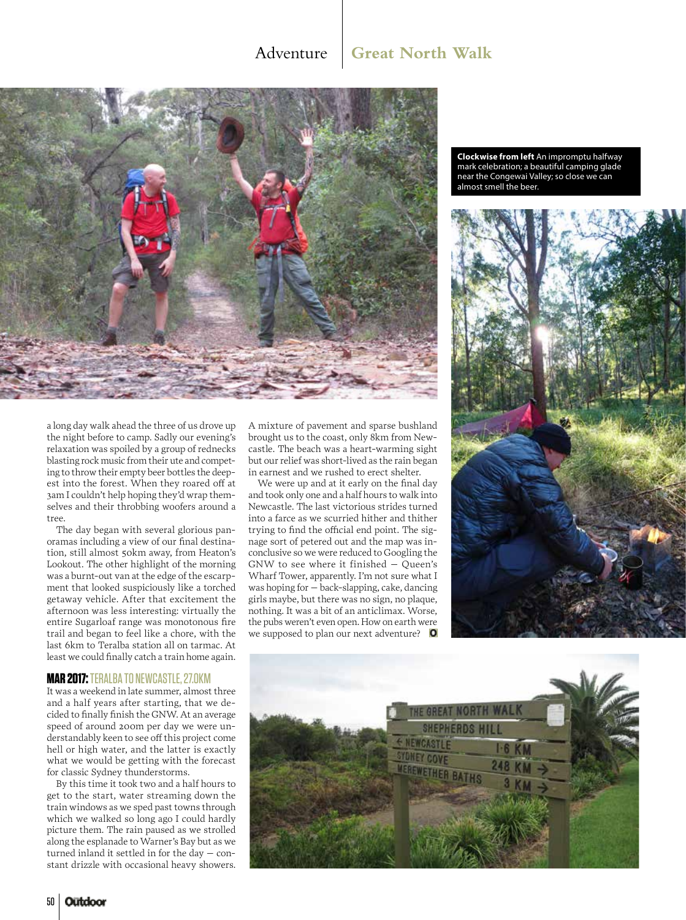a long day walk ahead the three of us drove up the night before to camp. Sadly our evening's relaxation was spoiled by a group of rednecks blasting rock music from their ute and competing to throw their empty beer bottles the deepest into the forest. When they roared off at 3am I couldn't help hoping they'd wrap themselves and their throbbing woofers around a tree.

The day began with several glorious panoramas including a view of our final destination, still almost 50km away, from Heaton's Lookout. The other highlight of the morning was a burnt-out van at the edge of the escarpment that looked suspiciously like a torched getaway vehicle. After that excitement the afternoon was less interesting: virtually the entire Sugarloaf range was monotonous fire trail and began to feel like a chore, with the last 6km to Teralba station all on tarmac. At least we could finally catch a train home again.

### MAR 2017: TERALBA TO NEWCASTLE, 27.0KM

It was a weekend in late summer, almost three and a half years after starting, that we decided to finally finish the GNW. At an average speed of around 200m per day we were understandably keen to see off this project come hell or high water, and the latter is exactly what we would be getting with the forecast for classic Sydney thunderstorms.

By this time it took two and a half hours to get to the start, water streaming down the train windows as we sped past towns through which we walked so long ago I could hardly picture them. The rain paused as we strolled along the esplanade to Warner's Bay but as we turned inland it settled in for the day — constant drizzle with occasional heavy showers. A mixture of pavement and sparse bushland brought us to the coast, only 8km from Newcastle. The beach was a heart-warming sight but our relief was short-lived as the rain began in earnest and we rushed to erect shelter.

We were up and at it early on the final day and took only one and a half hours to walk into Newcastle. The last victorious strides turned into a farce as we scurried hither and thither trying to find the official end point. The signage sort of petered out and the map was inconclusive so we were reduced to Googling the GNW to see where it finished — Queen's Wharf Tower, apparently. I'm not sure what I was hoping for — back-slapping, cake, dancing girls maybe, but there was no sign, no plaque, nothing. It was a bit of an anticlimax. Worse, the pubs weren't even open. How on earth were we supposed to plan our next adventure?

**Clockwise from left** An impromptu halfway mark celebration; a beautiful camping glade near the Congewai Valley; so close we can almost smell the beer.